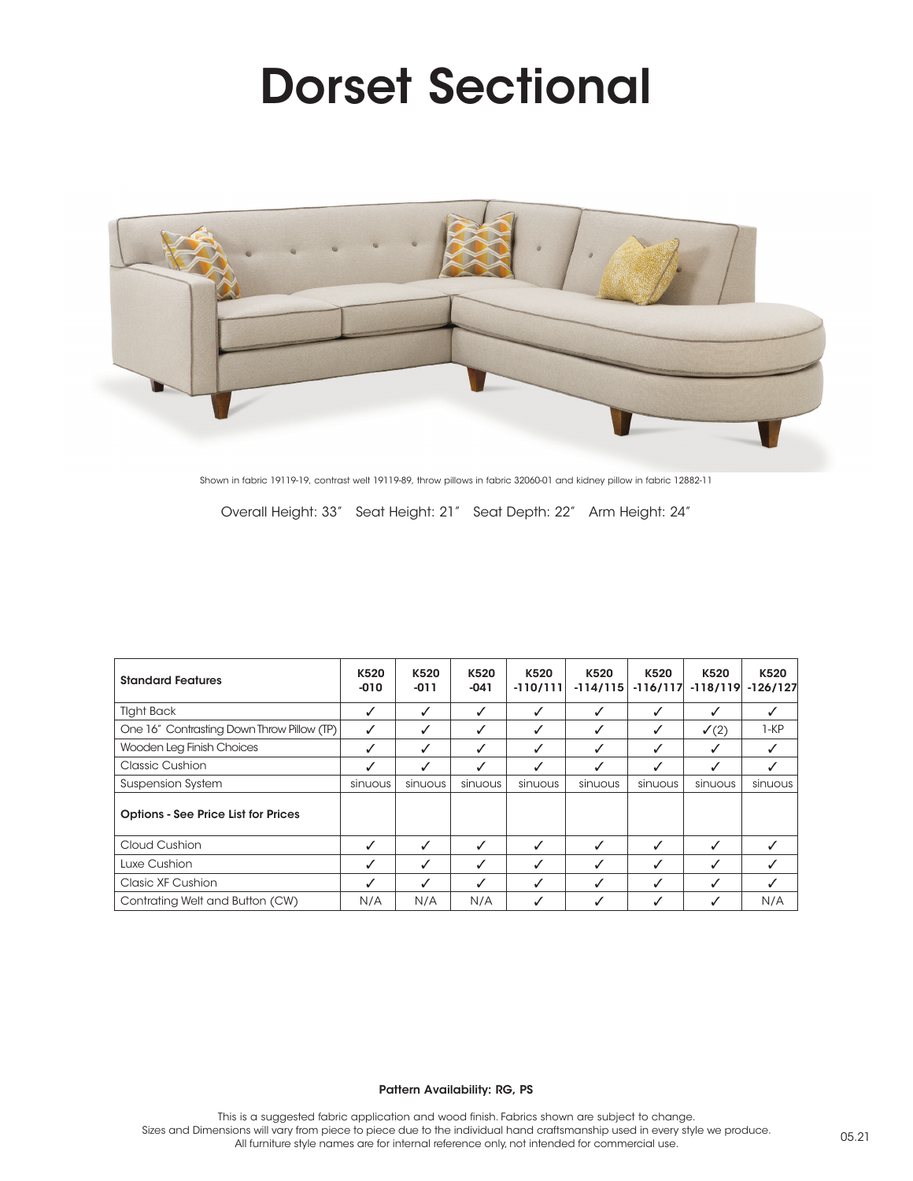# Dorset Sectional

Shown in fabric 19119-19, contrast welt 19119-89, throw pillows in fabric 32060-01 and kidney pillow in fabric 12882-11

Overall Height: 33″ Seat Height: 21″ Seat Depth: 22″ Arm Height: 24″

| **Standard Features** | **K520 -010** | **K520 -011** | **K520 -041** | **K520 -110/111** | **K520 -114/115** | **K520 -116/117** | **K520 -118/119** | **K520 -126/127** |
|---|---|---|---|---|---|---|---|---|
| TIght Back | ✓ | ✓ | ✓ | ✓ | ✓ | ✓ | ✓ | ✓ |
| One 16″ Contrasting Down Throw Pillow (TP) | ✓ | ✓ | ✓ | ✓ | ✓ | ✓ | ✓(2) | 1-KP |
| Wooden Leg Finish Choices | ✓ | ✓ | ✓ | ✓ | ✓ | ✓ | ✓ | ✓ |
| Classic Cushion | ✓ | ✓ | ✓ | ✓ | ✓ | ✓ | ✓ | ✓ |
| Suspension System | sinuous | sinuous | sinuous | sinuous | sinuous | sinuous | sinuous | sinuous |
| **Options - See Price List for Prices** | | | | | | | | |
| Cloud Cushion | ✓ | ✓ | ✓ | ✓ | ✓ | ✓ | ✓ | ✓ |
| Luxe Cushion | ✓ | ✓ | ✓ | ✓ | ✓ | ✓ | ✓ | ✓ |
| Clasic XF Cushion | ✓ | ✓ | ✓ | ✓ | ✓ | ✓ | ✓ | ✓ |
| Contrating Welt and Button (CW) | N/A | N/A | N/A | ✓ | ✓ | ✓ | ✓ | N/A |

**Pattern Availability: RG, PS**

This is a suggested fabric application and wood finish. Fabrics shown are subject to change.
Sizes and Dimensions will vary from piece to piece due to the individual hand craftsmanship used in every style we produce.
All furniture style names are for internal reference only, not intended for commercial use.

05.21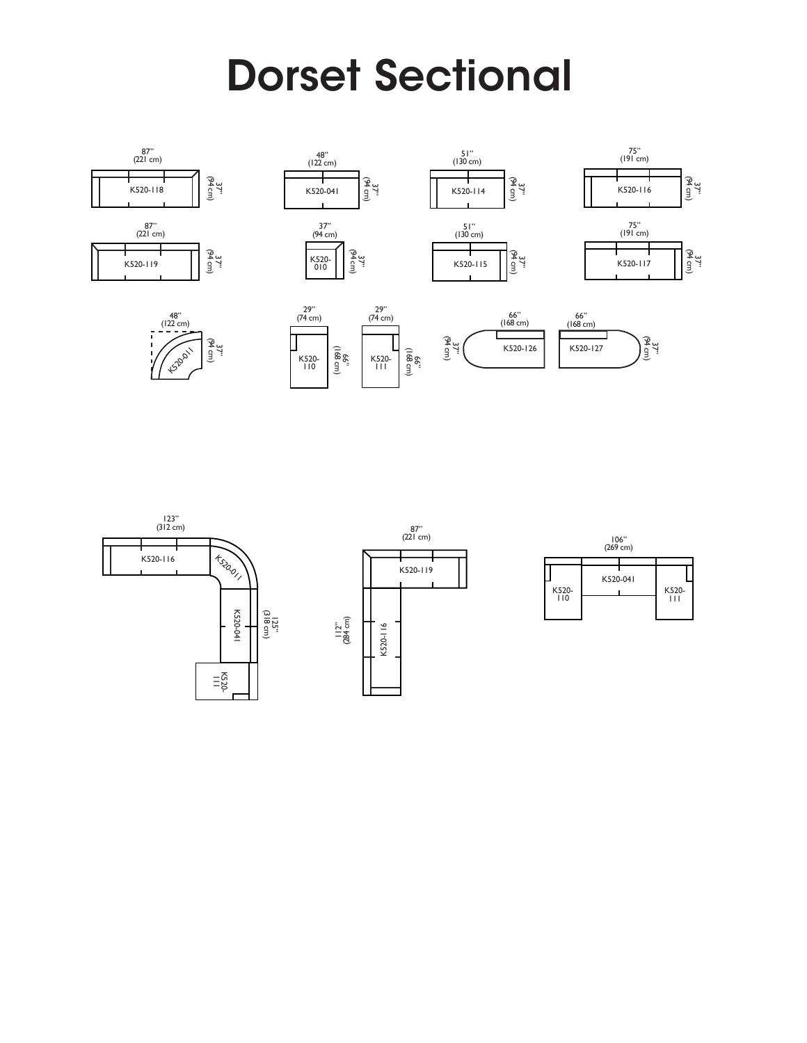# Dorset Sectional

87"
(221 cm)
K520-118
37"
(94 cm)

48"
(122 cm)
K520-041
37"
(94 cm)

51"
(130 cm)
K520-114
37"
(94 cm)

75"
(191 cm)
K520-116
37"
(94 cm)

87"
(221 cm)
K520-119
37"
(94 cm)

37"
(94 cm)
K520-010
37"
(94 cm)

51"
(130 cm)
K520-115
37"
(94 cm)

75"
(191 cm)
K520-117
37"
(94 cm)

48"
(122 cm)
K520-011
37"
(94 cm)

29"
(74 cm)
K520-110
66"
(168 cm)

29"
(74 cm)
K520-111
66"
(168 cm)

66"
(168 cm)
K520-126
37"
(94 cm)

66"
(168 cm)
K520-127
37"
(94 cm)

123"
(312 cm)
K520-116
K520-011
K520-041
K520-111
125"
(318 cm)

87"
(221 cm)
K520-119
K520-116
112"
(284 cm)

106"
(269 cm)
K520-110
K520-041
K520-111